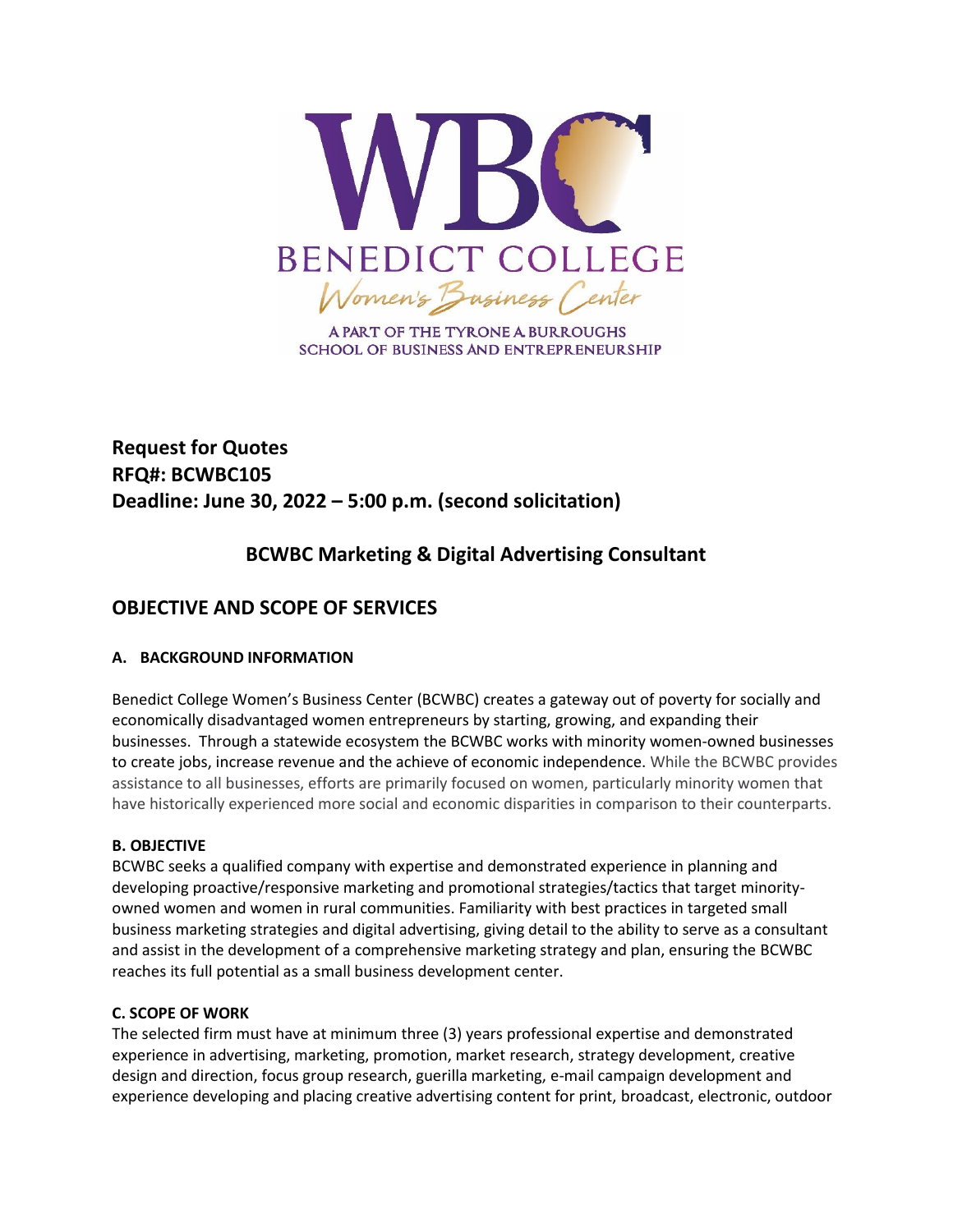WBC

BENEDICT COLLEGE

Women's Business Center

A PART OF THE TYRONE A BURROUGHS SCHOOL OF BUSINESS AND ENTREPRENEURSHIP

**Request for Quotes**
**RFQ#: BCWBC105**
**Deadline: June 30, 2022 – 5:00 p.m. (second solicitation)**

## BCWBC Marketing & Digital Advertising Consultant

## OBJECTIVE AND SCOPE OF SERVICES

### A. BACKGROUND INFORMATION

Benedict College Women's Business Center (BCWBC) creates a gateway out of poverty for socially and economically disadvantaged women entrepreneurs by starting, growing, and expanding their businesses. Through a statewide ecosystem the BCWBC works with minority women-owned businesses to create jobs, increase revenue and the achieve of economic independence. While the BCWBC provides assistance to all businesses, efforts are primarily focused on women, particularly minority women that have historically experienced more social and economic disparities in comparison to their counterparts.

### B. OBJECTIVE

BCWBC seeks a qualified company with expertise and demonstrated experience in planning and developing proactive/responsive marketing and promotional strategies/tactics that target minority-owned women and women in rural communities. Familiarity with best practices in targeted small business marketing strategies and digital advertising, giving detail to the ability to serve as a consultant and assist in the development of a comprehensive marketing strategy and plan, ensuring the BCWBC reaches its full potential as a small business development center.

### C. SCOPE OF WORK

The selected firm must have at minimum three (3) years professional expertise and demonstrated experience in advertising, marketing, promotion, market research, strategy development, creative design and direction, focus group research, guerilla marketing, e-mail campaign development and experience developing and placing creative advertising content for print, broadcast, electronic, outdoor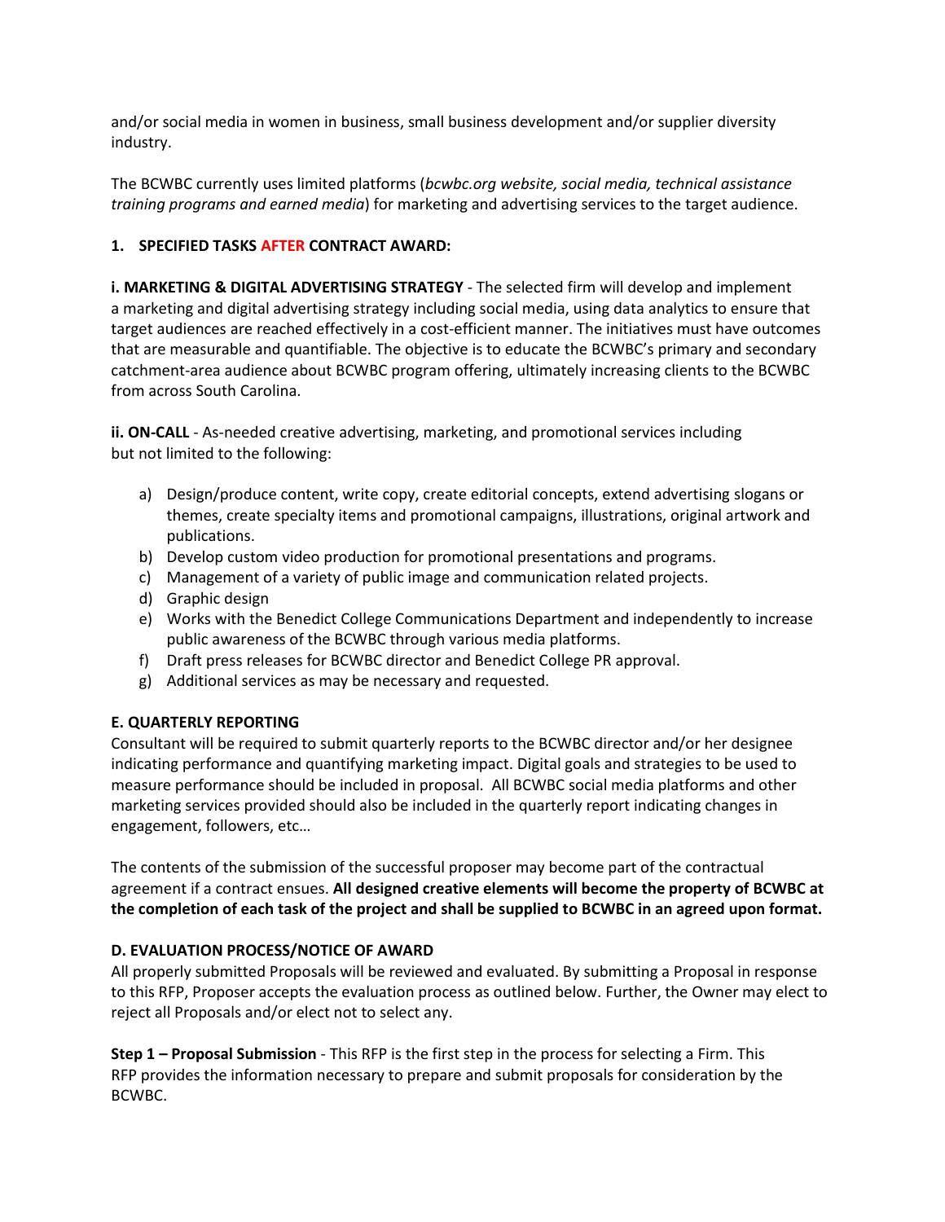and/or social media in women in business, small business development and/or supplier diversity industry.

The BCWBC currently uses limited platforms (*bcwbc.org website, social media, technical assistance training programs and earned media*) for marketing and advertising services to the target audience.

**1. SPECIFIED TASKS AFTER CONTRACT AWARD:**

**i. MARKETING & DIGITAL ADVERTISING STRATEGY** - The selected firm will develop and implement a marketing and digital advertising strategy including social media, using data analytics to ensure that target audiences are reached effectively in a cost-efficient manner. The initiatives must have outcomes that are measurable and quantifiable. The objective is to educate the BCWBC's primary and secondary catchment-area audience about BCWBC program offering, ultimately increasing clients to the BCWBC from across South Carolina.

**ii. ON-CALL** - As-needed creative advertising, marketing, and promotional services including but not limited to the following:

a) Design/produce content, write copy, create editorial concepts, extend advertising slogans or themes, create specialty items and promotional campaigns, illustrations, original artwork and publications.
b) Develop custom video production for promotional presentations and programs.
c) Management of a variety of public image and communication related projects.
d) Graphic design
e) Works with the Benedict College Communications Department and independently to increase public awareness of the BCWBC through various media platforms.
f) Draft press releases for BCWBC director and Benedict College PR approval.
g) Additional services as may be necessary and requested.

**E. QUARTERLY REPORTING**

Consultant will be required to submit quarterly reports to the BCWBC director and/or her designee indicating performance and quantifying marketing impact. Digital goals and strategies to be used to measure performance should be included in proposal. All BCWBC social media platforms and other marketing services provided should also be included in the quarterly report indicating changes in engagement, followers, etc…

The contents of the submission of the successful proposer may become part of the contractual agreement if a contract ensues. **All designed creative elements will become the property of BCWBC at the completion of each task of the project and shall be supplied to BCWBC in an agreed upon format.**

**D. EVALUATION PROCESS/NOTICE OF AWARD**

All properly submitted Proposals will be reviewed and evaluated. By submitting a Proposal in response to this RFP, Proposer accepts the evaluation process as outlined below. Further, the Owner may elect to reject all Proposals and/or elect not to select any.

**Step 1 – Proposal Submission** - This RFP is the first step in the process for selecting a Firm. This RFP provides the information necessary to prepare and submit proposals for consideration by the BCWBC.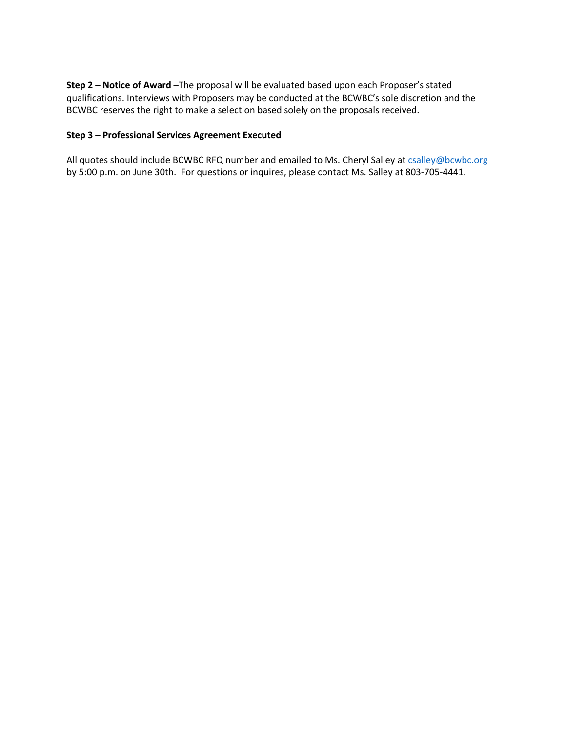**Step 2 – Notice of Award** –The proposal will be evaluated based upon each Proposer's stated qualifications. Interviews with Proposers may be conducted at the BCWBC's sole discretion and the BCWBC reserves the right to make a selection based solely on the proposals received.

**Step 3 – Professional Services Agreement Executed**

All quotes should include BCWBC RFQ number and emailed to Ms. Cheryl Salley at csalley@bcwbc.org by 5:00 p.m. on June 30th. For questions or inquires, please contact Ms. Salley at 803-705-4441.